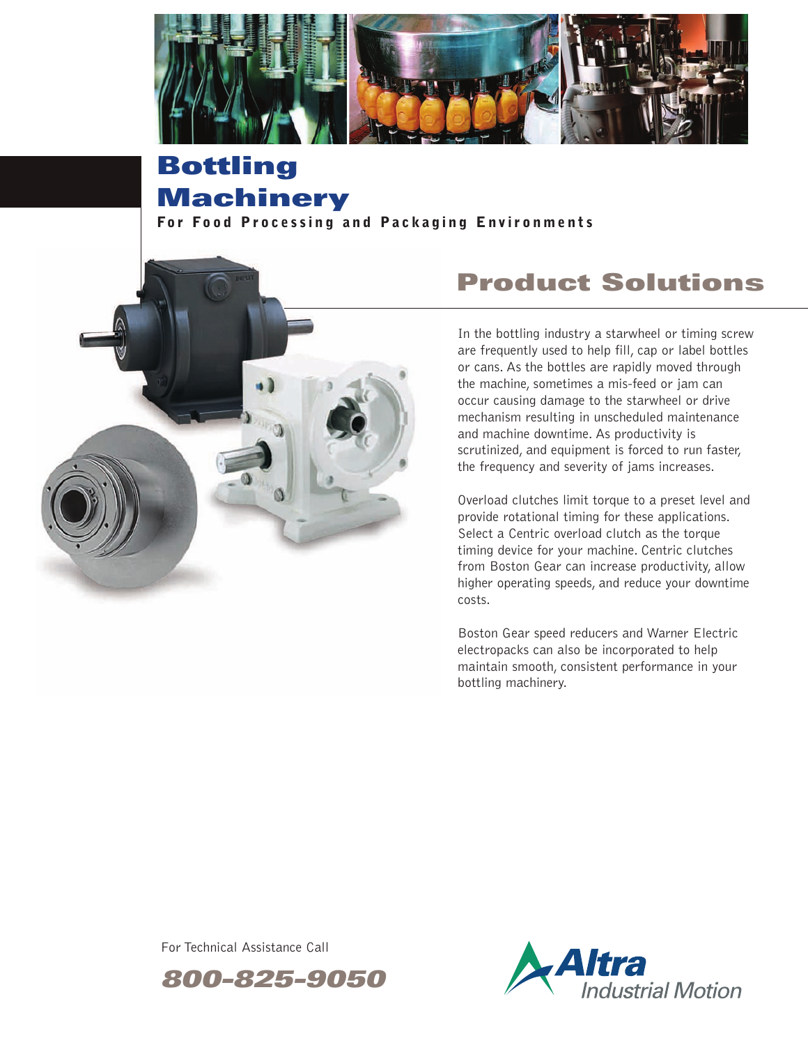# Bottling Machinery

**For Food Processing and Packaging Environments**

## Product Solutions

In the bottling industry a starwheel or timing screw are frequently used to help fill, cap or label bottles or cans. As the bottles are rapidly moved through the machine, sometimes a mis-feed or jam can occur causing damage to the starwheel or drive mechanism resulting in unscheduled maintenance and machine downtime. As productivity is scrutinized, and equipment is forced to run faster, the frequency and severity of jams increases.

Overload clutches limit torque to a preset level and provide rotational timing for these applications. Select a Centric overload clutch as the torque timing device for your machine. Centric clutches from Boston Gear can increase productivity, allow higher operating speeds, and reduce your downtime costs.

Boston Gear speed reducers and Warner Electric electropacks can also be incorporated to help maintain smooth, consistent performance in your bottling machinery.

For Technical Assistance Call

***800-825-9050***

Altra Industrial Motion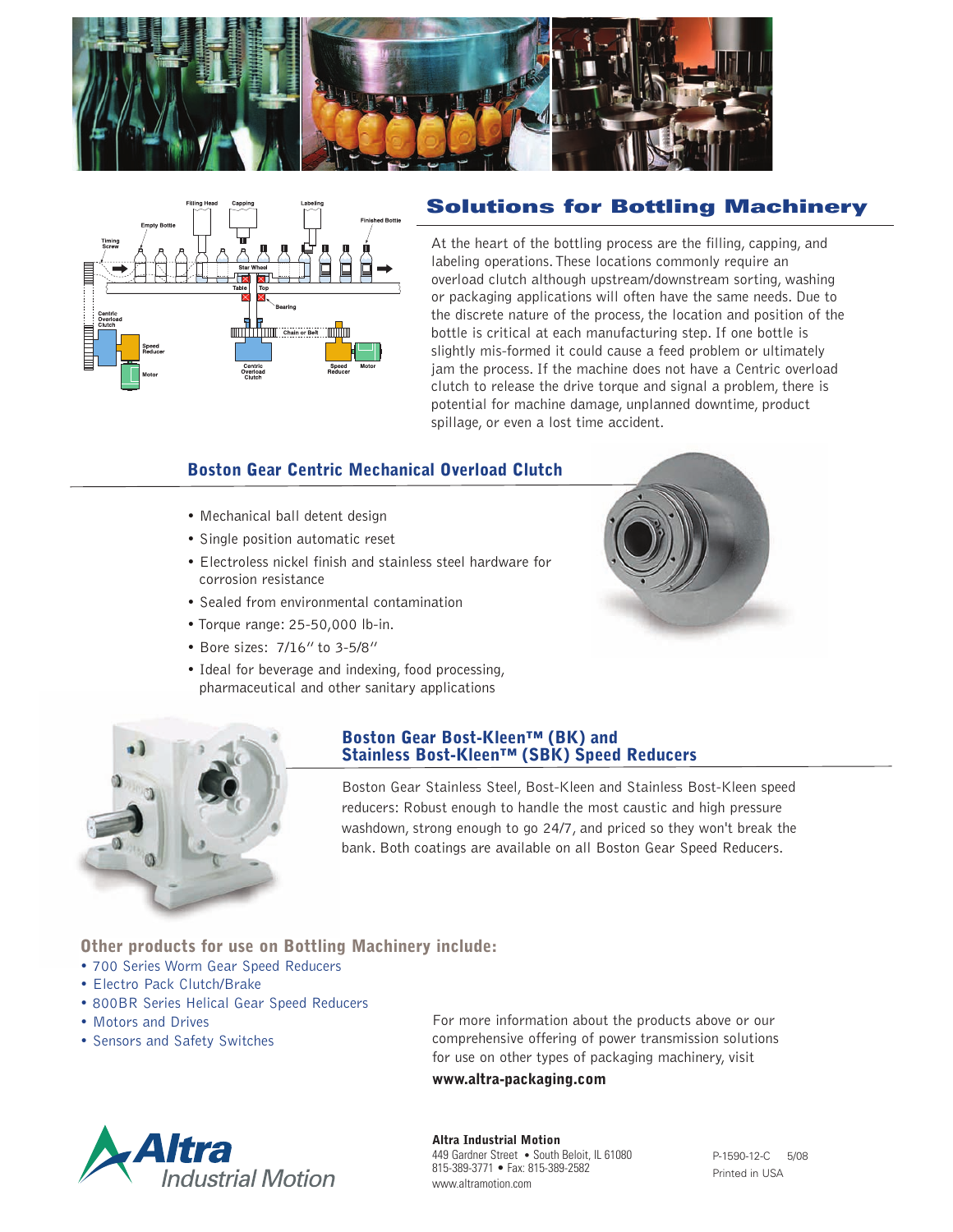## Solutions for Bottling Machinery

At the heart of the bottling process are the filling, capping, and labeling operations. These locations commonly require an overload clutch although upstream/downstream sorting, washing or packaging applications will often have the same needs. Due to the discrete nature of the process, the location and position of the bottle is critical at each manufacturing step. If one bottle is slightly mis-formed it could cause a feed problem or ultimately jam the process. If the machine does not have a Centric overload clutch to release the drive torque and signal a problem, there is potential for machine damage, unplanned downtime, product spillage, or even a lost time accident.

### Boston Gear Centric Mechanical Overload Clutch

- Mechanical ball detent design
- Single position automatic reset
- Electroless nickel finish and stainless steel hardware for corrosion resistance
- Sealed from environmental contamination
- Torque range: 25-50,000 lb-in.
- Bore sizes: 7/16″ to 3-5/8″
- Ideal for beverage and indexing, food processing, pharmaceutical and other sanitary applications

### Boston Gear Bost-Kleen™ (BK) and Stainless Bost-Kleen™ (SBK) Speed Reducers

Boston Gear Stainless Steel, Bost-Kleen and Stainless Bost-Kleen speed reducers: Robust enough to handle the most caustic and high pressure washdown, strong enough to go 24/7, and priced so they won't break the bank. Both coatings are available on all Boston Gear Speed Reducers.

### Other products for use on Bottling Machinery include:

- 700 Series Worm Gear Speed Reducers
- Electro Pack Clutch/Brake
- 800BR Series Helical Gear Speed Reducers
- Motors and Drives
- Sensors and Safety Switches

For more information about the products above or our comprehensive offering of power transmission solutions for use on other types of packaging machinery, visit

**www.altra-packaging.com**

Altra Industrial Motion

**Altra Industrial Motion**
449 Gardner Street • South Beloit, IL 61080
815-389-3771 • Fax: 815-389-2582
www.altramotion.com

P-1590-12-C 5/08
Printed in USA